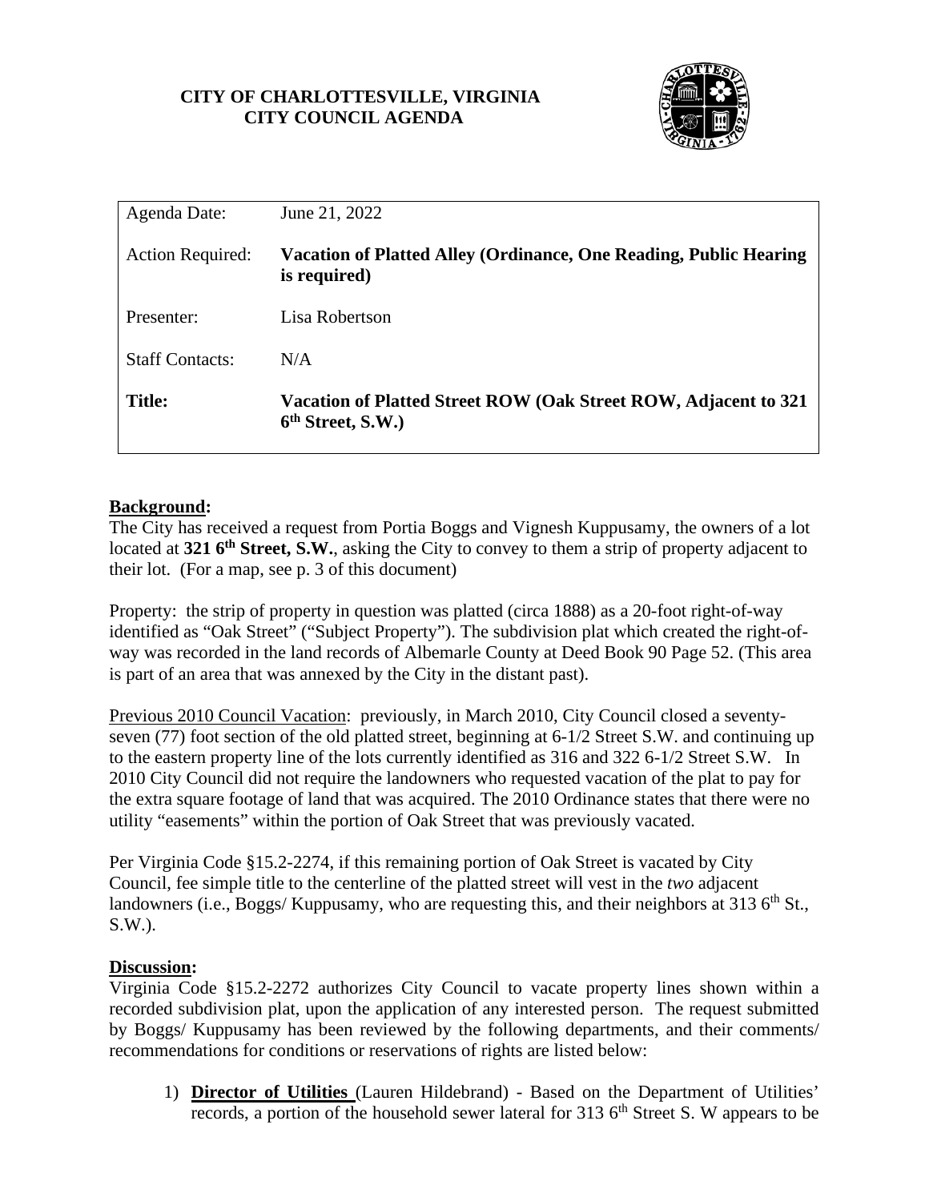**CITY OF CHARLOTTESVILLE, VIRGINIA**
**CITY COUNCIL AGENDA**

| | |
|---|---|
| Agenda Date: | June 21, 2022 |
| Action Required: | **Vacation of Platted Alley (Ordinance, One Reading, Public Hearing is required)** |
| Presenter: | Lisa Robertson |
| Staff Contacts: | N/A |
| **Title:** | **Vacation of Platted Street ROW (Oak Street ROW, Adjacent to 321 6th Street, S.W.)** |

## Background:

The City has received a request from Portia Boggs and Vignesh Kuppusamy, the owners of a lot located at **321 6th Street, S.W.**, asking the City to convey to them a strip of property adjacent to their lot. (For a map, see p. 3 of this document)

Property: the strip of property in question was platted (circa 1888) as a 20-foot right-of-way identified as "Oak Street" ("Subject Property"). The subdivision plat which created the right-of-way was recorded in the land records of Albemarle County at Deed Book 90 Page 52. (This area is part of an area that was annexed by the City in the distant past).

Previous 2010 Council Vacation: previously, in March 2010, City Council closed a seventy-seven (77) foot section of the old platted street, beginning at 6-1/2 Street S.W. and continuing up to the eastern property line of the lots currently identified as 316 and 322 6-1/2 Street S.W. In 2010 City Council did not require the landowners who requested vacation of the plat to pay for the extra square footage of land that was acquired. The 2010 Ordinance states that there were no utility "easements" within the portion of Oak Street that was previously vacated.

Per Virginia Code §15.2-2274, if this remaining portion of Oak Street is vacated by City Council, fee simple title to the centerline of the platted street will vest in the *two* adjacent landowners (i.e., Boggs/ Kuppusamy, who are requesting this, and their neighbors at 313 6th St., S.W.).

## Discussion:

Virginia Code §15.2-2272 authorizes City Council to vacate property lines shown within a recorded subdivision plat, upon the application of any interested person. The request submitted by Boggs/ Kuppusamy has been reviewed by the following departments, and their comments/ recommendations for conditions or reservations of rights are listed below:

1) **Director of Utilities** (Lauren Hildebrand) - Based on the Department of Utilities' records, a portion of the household sewer lateral for 313 6th Street S. W appears to be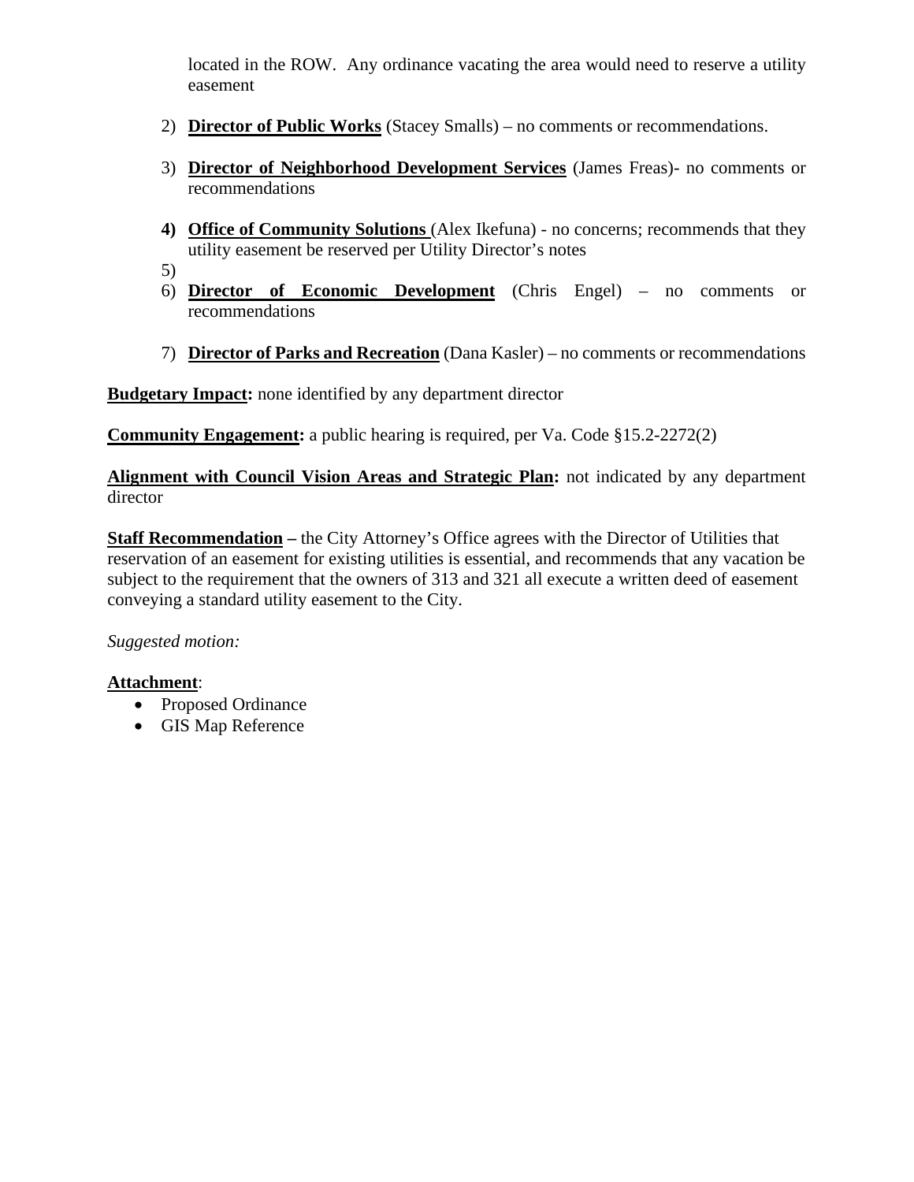located in the ROW. Any ordinance vacating the area would need to reserve a utility easement

2) **Director of Public Works** (Stacey Smalls) – no comments or recommendations.

3) **Director of Neighborhood Development Services** (James Freas)- no comments or recommendations

4) **Office of Community Solutions** (Alex Ikefuna) - no concerns; recommends that they utility easement be reserved per Utility Director's notes

5) 

6) **Director of Economic Development** (Chris Engel) – no comments or recommendations

7) **Director of Parks and Recreation** (Dana Kasler) – no comments or recommendations

**Budgetary Impact:** none identified by any department director

**Community Engagement:** a public hearing is required, per Va. Code §15.2-2272(2)

**Alignment with Council Vision Areas and Strategic Plan:** not indicated by any department director

**Staff Recommendation –** the City Attorney's Office agrees with the Director of Utilities that reservation of an easement for existing utilities is essential, and recommends that any vacation be subject to the requirement that the owners of 313 and 321 all execute a written deed of easement conveying a standard utility easement to the City.

*Suggested motion:*

**Attachment**:

- Proposed Ordinance
- GIS Map Reference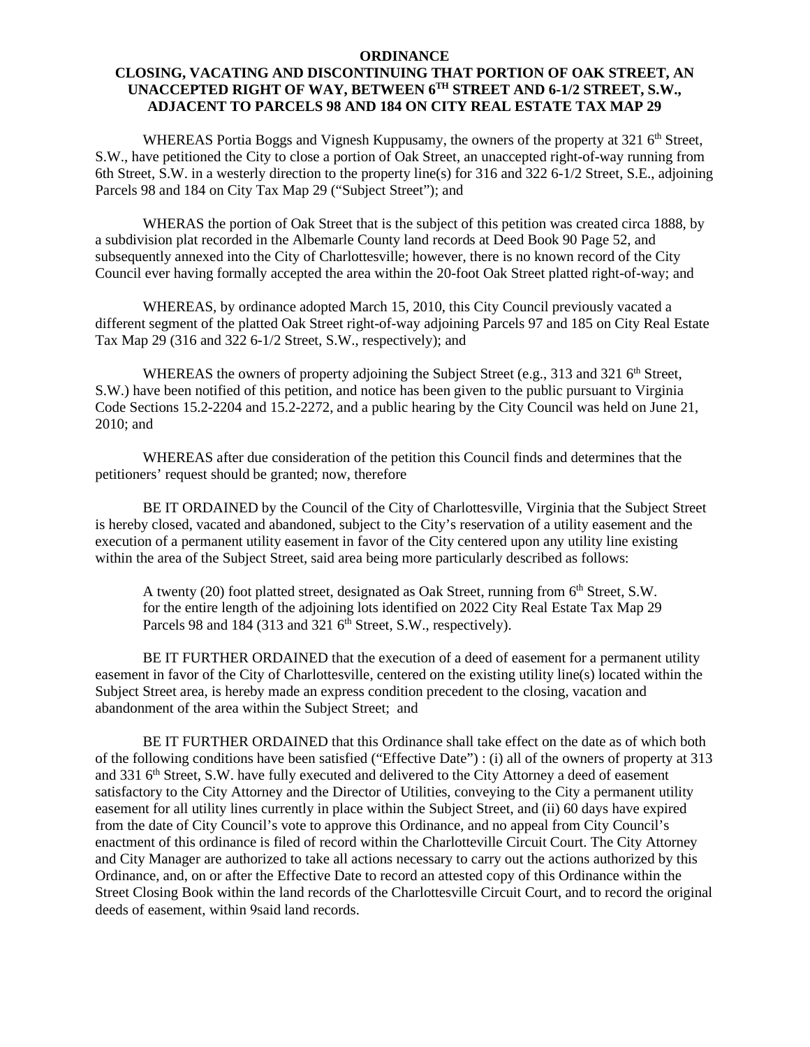**ORDINANCE**
**CLOSING, VACATING AND DISCONTINUING THAT PORTION OF OAK STREET, AN UNACCEPTED RIGHT OF WAY, BETWEEN 6TH STREET AND 6-1/2 STREET, S.W., ADJACENT TO PARCELS 98 AND 184 ON CITY REAL ESTATE TAX MAP 29**

WHEREAS Portia Boggs and Vignesh Kuppusamy, the owners of the property at 321 6th Street, S.W., have petitioned the City to close a portion of Oak Street, an unaccepted right-of-way running from 6th Street, S.W. in a westerly direction to the property line(s) for 316 and 322 6-1/2 Street, S.E., adjoining Parcels 98 and 184 on City Tax Map 29 ("Subject Street"); and

WHERAS the portion of Oak Street that is the subject of this petition was created circa 1888, by a subdivision plat recorded in the Albemarle County land records at Deed Book 90 Page 52, and subsequently annexed into the City of Charlottesville; however, there is no known record of the City Council ever having formally accepted the area within the 20-foot Oak Street platted right-of-way; and

WHEREAS, by ordinance adopted March 15, 2010, this City Council previously vacated a different segment of the platted Oak Street right-of-way adjoining Parcels 97 and 185 on City Real Estate Tax Map 29 (316 and 322 6-1/2 Street, S.W., respectively); and

WHEREAS the owners of property adjoining the Subject Street (e.g., 313 and 321 6th Street, S.W.) have been notified of this petition, and notice has been given to the public pursuant to Virginia Code Sections 15.2-2204 and 15.2-2272, and a public hearing by the City Council was held on June 21, 2010; and

WHEREAS after due consideration of the petition this Council finds and determines that the petitioners' request should be granted; now, therefore

BE IT ORDAINED by the Council of the City of Charlottesville, Virginia that the Subject Street is hereby closed, vacated and abandoned, subject to the City's reservation of a utility easement and the execution of a permanent utility easement in favor of the City centered upon any utility line existing within the area of the Subject Street, said area being more particularly described as follows:

> A twenty (20) foot platted street, designated as Oak Street, running from 6th Street, S.W. for the entire length of the adjoining lots identified on 2022 City Real Estate Tax Map 29 Parcels 98 and 184 (313 and 321 6th Street, S.W., respectively).

BE IT FURTHER ORDAINED that the execution of a deed of easement for a permanent utility easement in favor of the City of Charlottesville, centered on the existing utility line(s) located within the Subject Street area, is hereby made an express condition precedent to the closing, vacation and abandonment of the area within the Subject Street; and

BE IT FURTHER ORDAINED that this Ordinance shall take effect on the date as of which both of the following conditions have been satisfied ("Effective Date") : (i) all of the owners of property at 313 and 331 6th Street, S.W. have fully executed and delivered to the City Attorney a deed of easement satisfactory to the City Attorney and the Director of Utilities, conveying to the City a permanent utility easement for all utility lines currently in place within the Subject Street, and (ii) 60 days have expired from the date of City Council's vote to approve this Ordinance, and no appeal from City Council's enactment of this ordinance is filed of record within the Charlotteville Circuit Court. The City Attorney and City Manager are authorized to take all actions necessary to carry out the actions authorized by this Ordinance, and, on or after the Effective Date to record an attested copy of this Ordinance within the Street Closing Book within the land records of the Charlottesville Circuit Court, and to record the original deeds of easement, within 9said land records.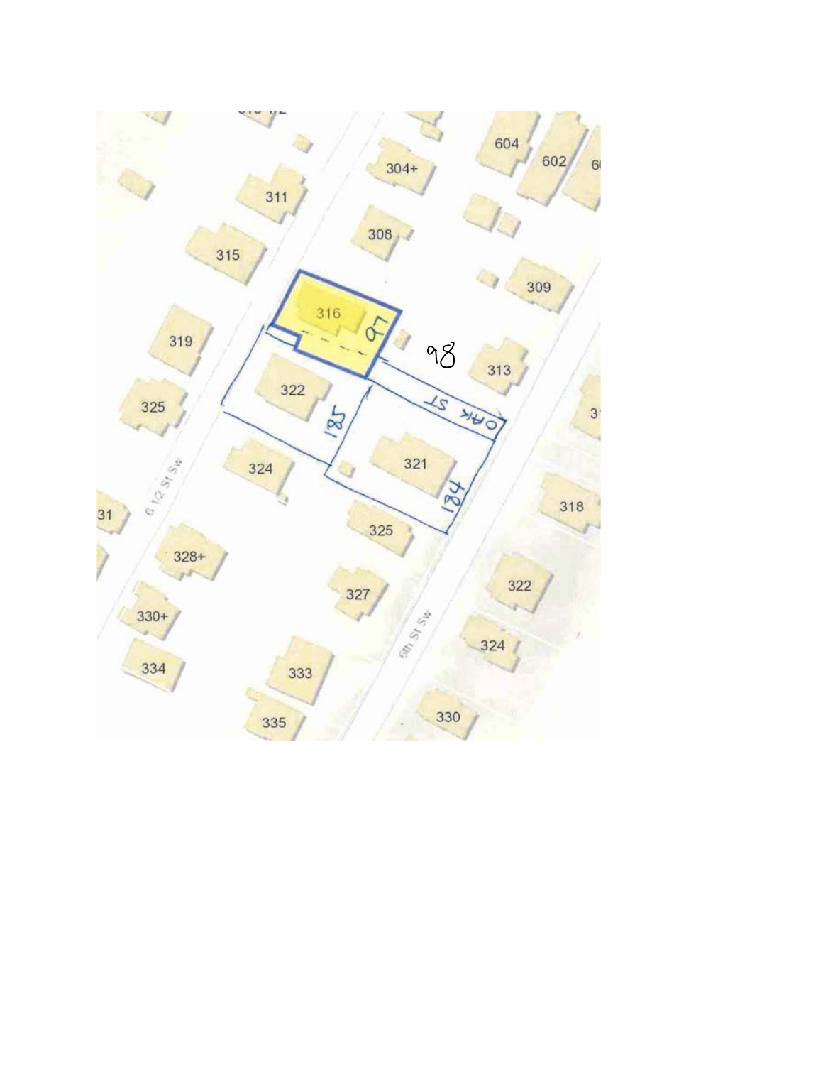316 1/2

304+

604

602

311

308

315

309

316

97

98

319

313

322

325

OAK ST

185

321

324

184

318

6 1/2 St Sw

31

325

328+

327

322

330+

6th St Sw

324

334

333

335

330